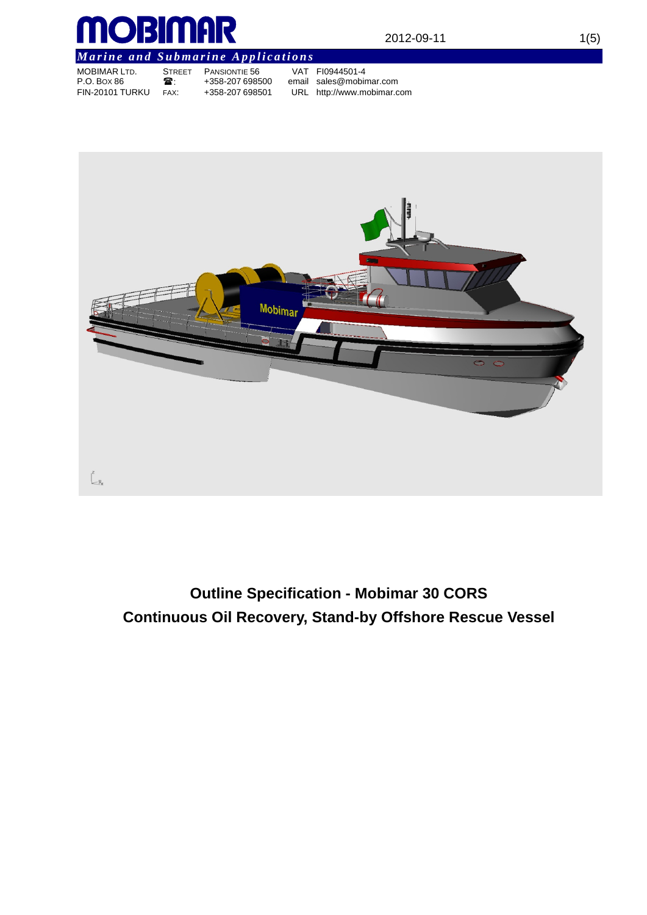# MOBIMAR

2012-09-11

*Marine and Submarine Applications*

| | | | | |
|---|---|---|---|---|
| MOBIMAR LTD. | STREET | PANSIONTIE 56 | VAT | FI0944501-4 |
| P.O. BOX 86 | ☎: | +358-207 698500 | email | sales@mobimar.com |
| FIN-20101 TURKU | FAX: | +358-207 698501 | URL | http://www.mobimar.com |

**Outline Specification - Mobimar 30 CORS**

**Continuous Oil Recovery, Stand-by Offshore Rescue Vessel**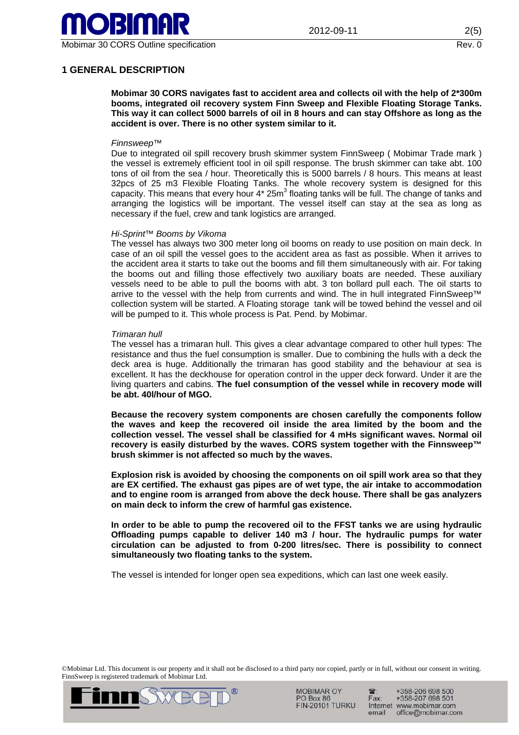# 1 GENERAL DESCRIPTION

**Mobimar 30 CORS navigates fast to accident area and collects oil with the help of 2*300m booms, integrated oil recovery system Finn Sweep and Flexible Floating Storage Tanks. This way it can collect 5000 barrels of oil in 8 hours and can stay Offshore as long as the accident is over. There is no other system similar to it.**

*Finnsweep™*

Due to integrated oil spill recovery brush skimmer system FinnSweep ( Mobimar Trade mark ) the vessel is extremely efficient tool in oil spill response. The brush skimmer can take abt. 100 tons of oil from the sea / hour. Theoretically this is 5000 barrels / 8 hours. This means at least 32pcs of 25 m3 Flexible Floating Tanks. The whole recovery system is designed for this capacity. This means that every hour 4* 25$m^3$ floating tanks will be full. The change of tanks and arranging the logistics will be important. The vessel itself can stay at the sea as long as necessary if the fuel, crew and tank logistics are arranged.

*Hi-Sprint™ Booms by Vikoma*

The vessel has always two 300 meter long oil booms on ready to use position on main deck. In case of an oil spill the vessel goes to the accident area as fast as possible. When it arrives to the accident area it starts to take out the booms and fill them simultaneously with air. For taking the booms out and filling those effectively two auxiliary boats are needed. These auxiliary vessels need to be able to pull the booms with abt. 3 ton bollard pull each. The oil starts to arrive to the vessel with the help from currents and wind. The in hull integrated FinnSweep™ collection system will be started. A Floating storage tank will be towed behind the vessel and oil will be pumped to it. This whole process is Pat. Pend. by Mobimar.

*Trimaran hull*

The vessel has a trimaran hull. This gives a clear advantage compared to other hull types: The resistance and thus the fuel consumption is smaller. Due to combining the hulls with a deck the deck area is huge. Additionally the trimaran has good stability and the behaviour at sea is excellent. It has the deckhouse for operation control in the upper deck forward. Under it are the living quarters and cabins. **The fuel consumption of the vessel while in recovery mode will be abt. 40l/hour of MGO.**

**Because the recovery system components are chosen carefully the components follow the waves and keep the recovered oil inside the area limited by the boom and the collection vessel. The vessel shall be classified for 4 mHs significant waves. Normal oil recovery is easily disturbed by the waves. CORS system together with the Finnsweep™ brush skimmer is not affected so much by the waves.**

**Explosion risk is avoided by choosing the components on oil spill work area so that they are EX certified. The exhaust gas pipes are of wet type, the air intake to accommodation and to engine room is arranged from above the deck house. There shall be gas analyzers on main deck to inform the crew of harmful gas existence.**

**In order to be able to pump the recovered oil to the FFST tanks we are using hydraulic Offloading pumps capable to deliver 140 m3 / hour. The hydraulic pumps for water circulation can be adjusted to from 0-200 litres/sec. There is possibility to connect simultaneously two floating tanks to the system.**

The vessel is intended for longer open sea expeditions, which can last one week easily.

©Mobimar Ltd. This document is our property and it shall not be disclosed to a third party nor copied, partly or in full, without our consent in writing. FinnSweep is registered trademark of Mobimar Ltd.

MOBIMAR OY
PO Box 86
FIN-20101 TURKU

☎: +358-206 698 500
Fax: +358-207 698 501
Internet www.mobimar.com
email office@mobimar.com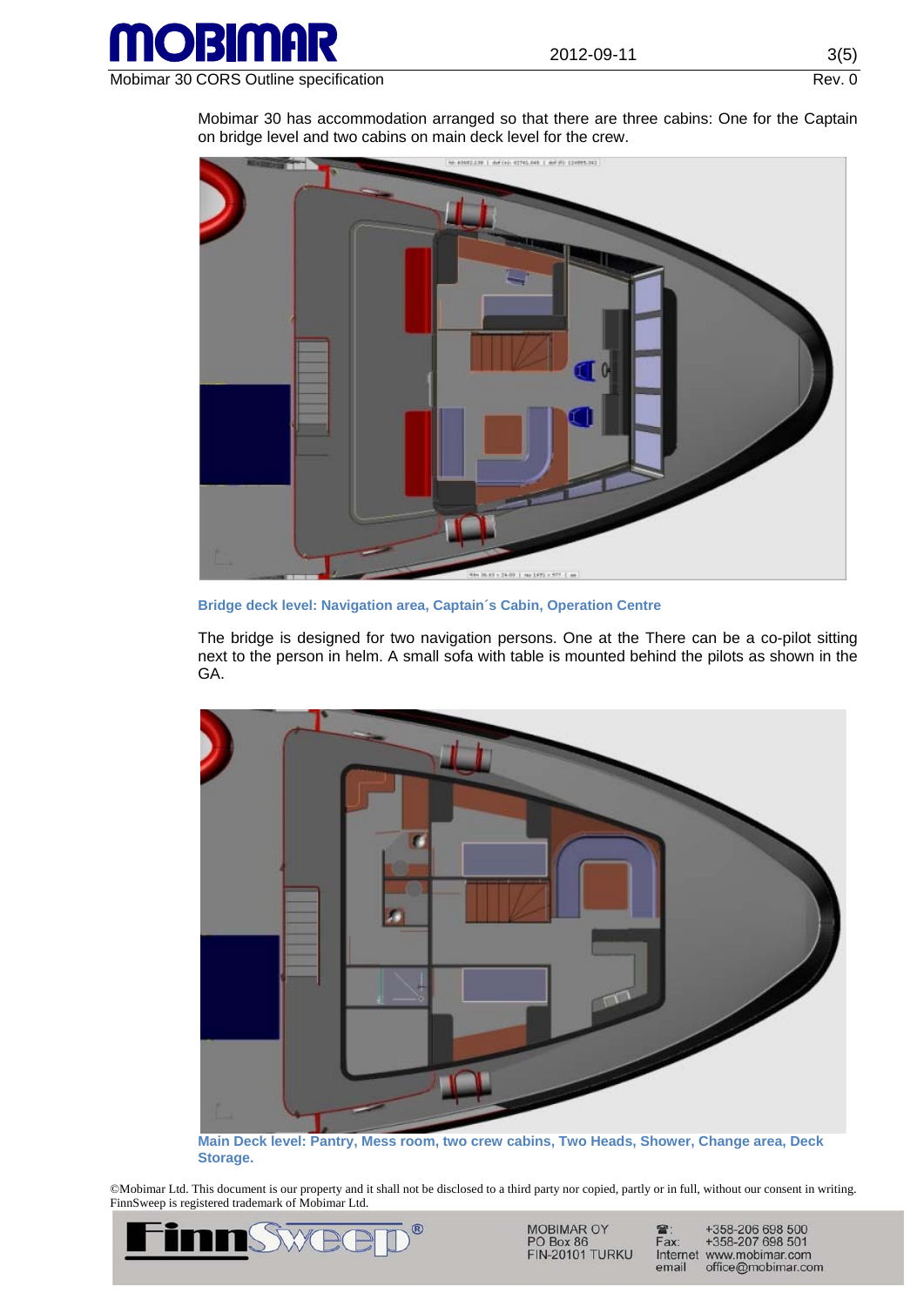Mobimar 30 has accommodation arranged so that there are three cabins: One for the Captain on bridge level and two cabins on main deck level for the crew.

**Bridge deck level: Navigation area, Captain´s Cabin, Operation Centre**

The bridge is designed for two navigation persons. One at the There can be a co-pilot sitting next to the person in helm. A small sofa with table is mounted behind the pilots as shown in the GA.

**Main Deck level: Pantry, Mess room, two crew cabins, Two Heads, Shower, Change area, Deck Storage.**

©Mobimar Ltd. This document is our property and it shall not be disclosed to a third party nor copied, partly or in full, without our consent in writing. FinnSweep is registered trademark of Mobimar Ltd.

MOBIMAR OY
PO Box 86
FIN-20101 TURKU

☎: +358-206 698 500
Fax: +358-207 698 501
Internet www.mobimar.com
email office@mobimar.com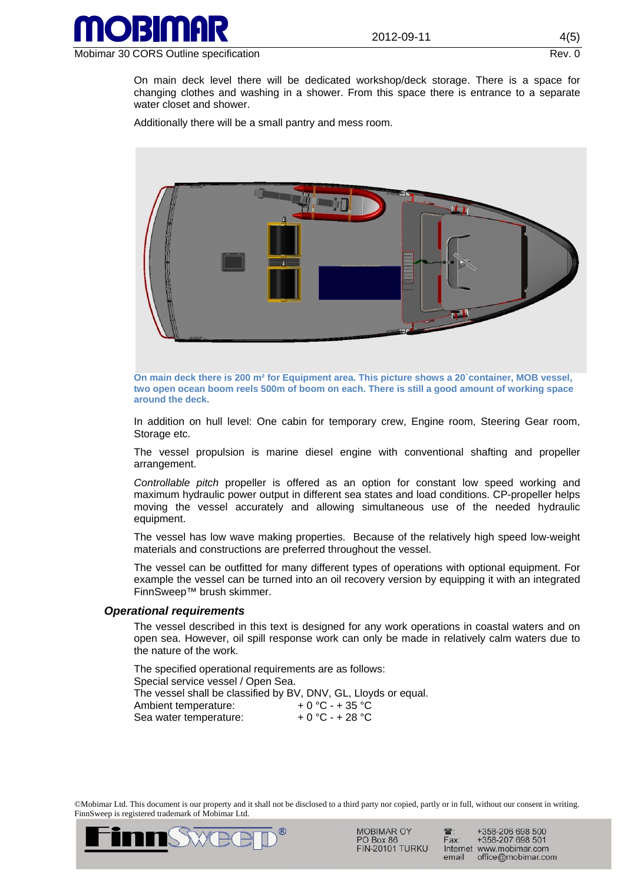On main deck level there will be dedicated workshop/deck storage. There is a space for changing clothes and washing in a shower. From this space there is entrance to a separate water closet and shower.

Additionally there will be a small pantry and mess room.

**On main deck there is 200 m² for Equipment area. This picture shows a 20`container, MOB vessel, two open ocean boom reels 500m of boom on each. There is still a good amount of working space around the deck.**

In addition on hull level: One cabin for temporary crew, Engine room, Steering Gear room, Storage etc.

The vessel propulsion is marine diesel engine with conventional shafting and propeller arrangement.

*Controllable pitch* propeller is offered as an option for constant low speed working and maximum hydraulic power output in different sea states and load conditions. CP-propeller helps moving the vessel accurately and allowing simultaneous use of the needed hydraulic equipment.

The vessel has low wave making properties. Because of the relatively high speed low-weight materials and constructions are preferred throughout the vessel.

The vessel can be outfitted for many different types of operations with optional equipment. For example the vessel can be turned into an oil recovery version by equipping it with an integrated FinnSweep™ brush skimmer.

### *Operational requirements*

The vessel described in this text is designed for any work operations in coastal waters and on open sea. However, oil spill response work can only be made in relatively calm waters due to the nature of the work.

The specified operational requirements are as follows:
Special service vessel / Open Sea.
The vessel shall be classified by BV, DNV, GL, Lloyds or equal.

| | |
|---|---|
| Ambient temperature: | + 0 °C - + 35 °C |
| Sea water temperature: | + 0 °C - + 28 °C |

©Mobimar Ltd. This document is our property and it shall not be disclosed to a third party nor copied, partly or in full, without our consent in writing. FinnSweep is registered trademark of Mobimar Ltd.

MOBIMAR OY
PO Box 86
FIN-20101 TURKU

☎: +358-206 698 500
Fax: +358-207 698 501
Internet www.mobimar.com
email office@mobimar.com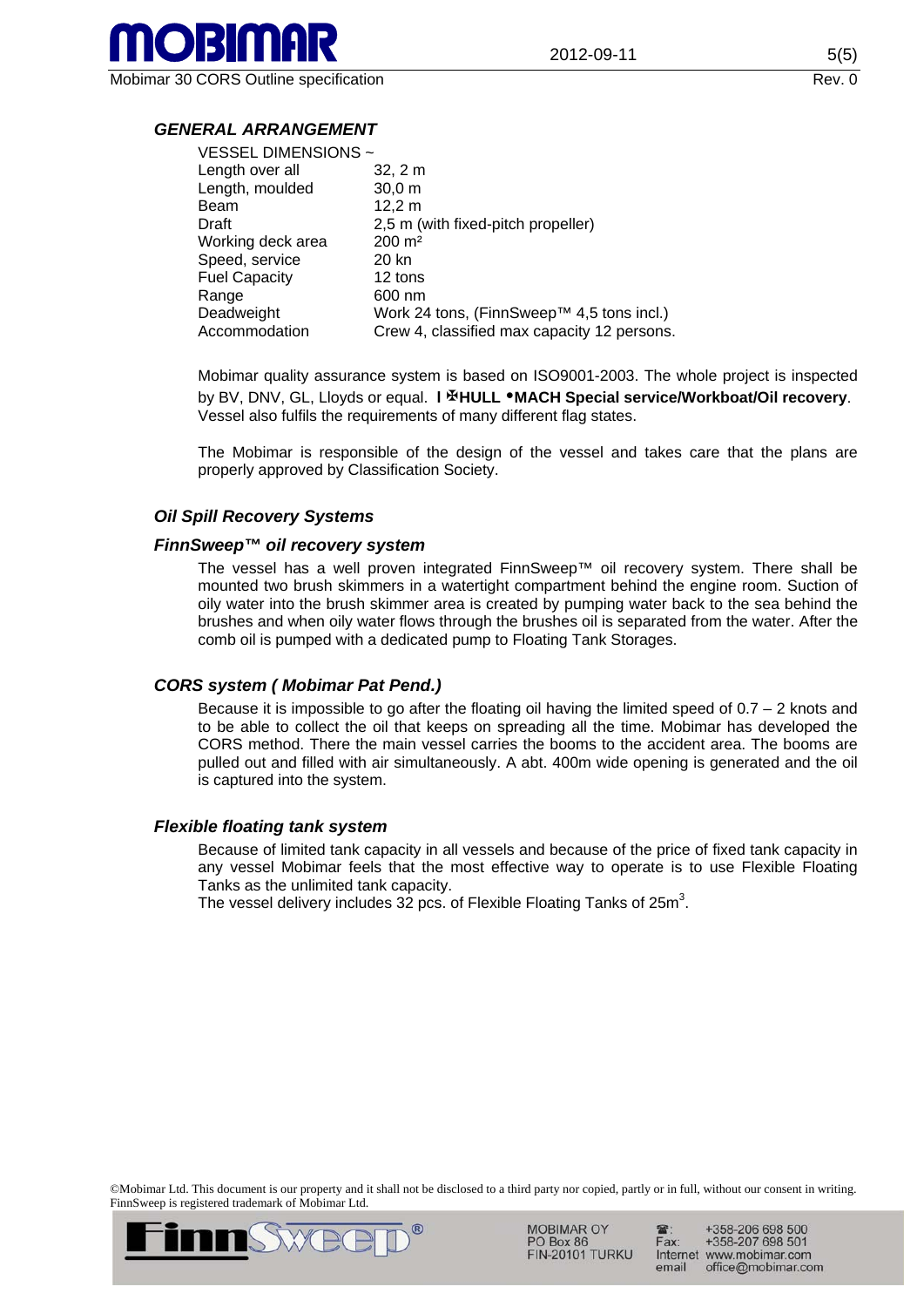## GENERAL ARRANGEMENT

VESSEL DIMENSIONS ~

| | |
|---|---|
| Length over all | 32, 2 m |
| Length, moulded | 30,0 m |
| Beam | 12,2 m |
| Draft | 2,5 m (with fixed-pitch propeller) |
| Working deck area | 200 m² |
| Speed, service | 20 kn |
| Fuel Capacity | 12 tons |
| Range | 600 nm |
| Deadweight | Work 24 tons, (FinnSweep™ 4,5 tons incl.) |
| Accommodation | Crew 4, classified max capacity 12 persons. |

Mobimar quality assurance system is based on ISO9001-2003. The whole project is inspected by BV, DNV, GL, Lloyds or equal. **I ✠HULL •MACH Special service/Workboat/Oil recovery**. Vessel also fulfils the requirements of many different flag states.

The Mobimar is responsible of the design of the vessel and takes care that the plans are properly approved by Classification Society.

## Oil Spill Recovery Systems

### FinnSweep™ oil recovery system

The vessel has a well proven integrated FinnSweep™ oil recovery system. There shall be mounted two brush skimmers in a watertight compartment behind the engine room. Suction of oily water into the brush skimmer area is created by pumping water back to the sea behind the brushes and when oily water flows through the brushes oil is separated from the water. After the comb oil is pumped with a dedicated pump to Floating Tank Storages.

### CORS system ( Mobimar Pat Pend.)

Because it is impossible to go after the floating oil having the limited speed of 0.7 – 2 knots and to be able to collect the oil that keeps on spreading all the time. Mobimar has developed the CORS method. There the main vessel carries the booms to the accident area. The booms are pulled out and filled with air simultaneously. A abt. 400m wide opening is generated and the oil is captured into the system.

### Flexible floating tank system

Because of limited tank capacity in all vessels and because of the price of fixed tank capacity in any vessel Mobimar feels that the most effective way to operate is to use Flexible Floating Tanks as the unlimited tank capacity.
The vessel delivery includes 32 pcs. of Flexible Floating Tanks of 25m³.

©Mobimar Ltd. This document is our property and it shall not be disclosed to a third party nor copied, partly or in full, without our consent in writing. FinnSweep is registered trademark of Mobimar Ltd.

MOBIMAR OY
PO Box 86
FIN-20101 TURKU

☎: +358-206 698 500
Fax: +358-207 698 501
Internet www.mobimar.com
email office@mobimar.com